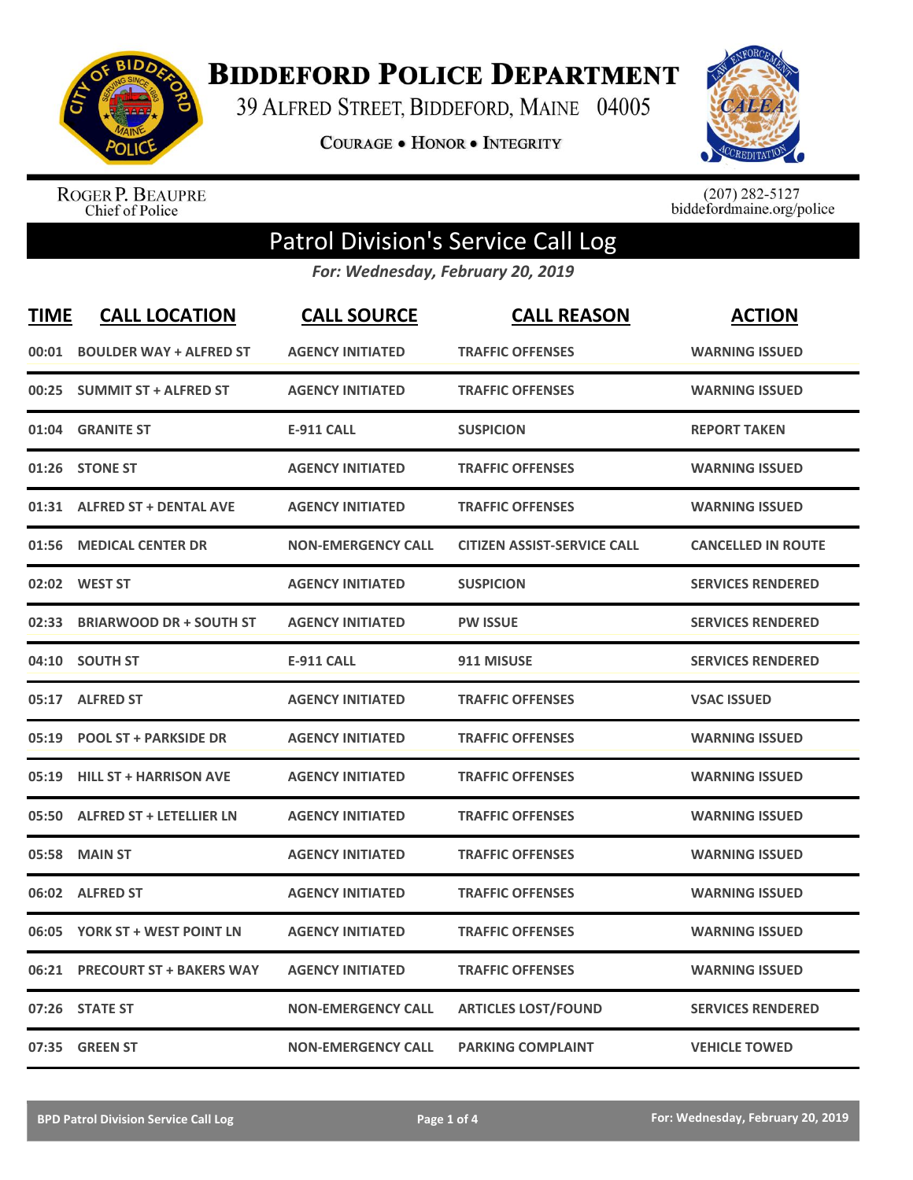# Biddeford Police Department

39 Alfred Street, Biddeford, Maine 04005

Courage • Honor • Integrity

Roger P. Beaupre
Chief of Police

(207) 282-5127
biddefordmaine.org/police

## Patrol Division's Service Call Log

*For: Wednesday, February 20, 2019*

| TIME | CALL LOCATION | CALL SOURCE | CALL REASON | ACTION |
|---|---|---|---|---|
| 00:01 | BOULDER WAY + ALFRED ST | AGENCY INITIATED | TRAFFIC OFFENSES | WARNING ISSUED |
| 00:25 | SUMMIT ST + ALFRED ST | AGENCY INITIATED | TRAFFIC OFFENSES | WARNING ISSUED |
| 01:04 | GRANITE ST | E-911 CALL | SUSPICION | REPORT TAKEN |
| 01:26 | STONE ST | AGENCY INITIATED | TRAFFIC OFFENSES | WARNING ISSUED |
| 01:31 | ALFRED ST + DENTAL AVE | AGENCY INITIATED | TRAFFIC OFFENSES | WARNING ISSUED |
| 01:56 | MEDICAL CENTER DR | NON-EMERGENCY CALL | CITIZEN ASSIST-SERVICE CALL | CANCELLED IN ROUTE |
| 02:02 | WEST ST | AGENCY INITIATED | SUSPICION | SERVICES RENDERED |
| 02:33 | BRIARWOOD DR + SOUTH ST | AGENCY INITIATED | PW ISSUE | SERVICES RENDERED |
| 04:10 | SOUTH ST | E-911 CALL | 911 MISUSE | SERVICES RENDERED |
| 05:17 | ALFRED ST | AGENCY INITIATED | TRAFFIC OFFENSES | VSAC ISSUED |
| 05:19 | POOL ST + PARKSIDE DR | AGENCY INITIATED | TRAFFIC OFFENSES | WARNING ISSUED |
| 05:19 | HILL ST + HARRISON AVE | AGENCY INITIATED | TRAFFIC OFFENSES | WARNING ISSUED |
| 05:50 | ALFRED ST + LETELLIER LN | AGENCY INITIATED | TRAFFIC OFFENSES | WARNING ISSUED |
| 05:58 | MAIN ST | AGENCY INITIATED | TRAFFIC OFFENSES | WARNING ISSUED |
| 06:02 | ALFRED ST | AGENCY INITIATED | TRAFFIC OFFENSES | WARNING ISSUED |
| 06:05 | YORK ST + WEST POINT LN | AGENCY INITIATED | TRAFFIC OFFENSES | WARNING ISSUED |
| 06:21 | PRECOURT ST + BAKERS WAY | AGENCY INITIATED | TRAFFIC OFFENSES | WARNING ISSUED |
| 07:26 | STATE ST | NON-EMERGENCY CALL | ARTICLES LOST/FOUND | SERVICES RENDERED |
| 07:35 | GREEN ST | NON-EMERGENCY CALL | PARKING COMPLAINT | VEHICLE TOWED |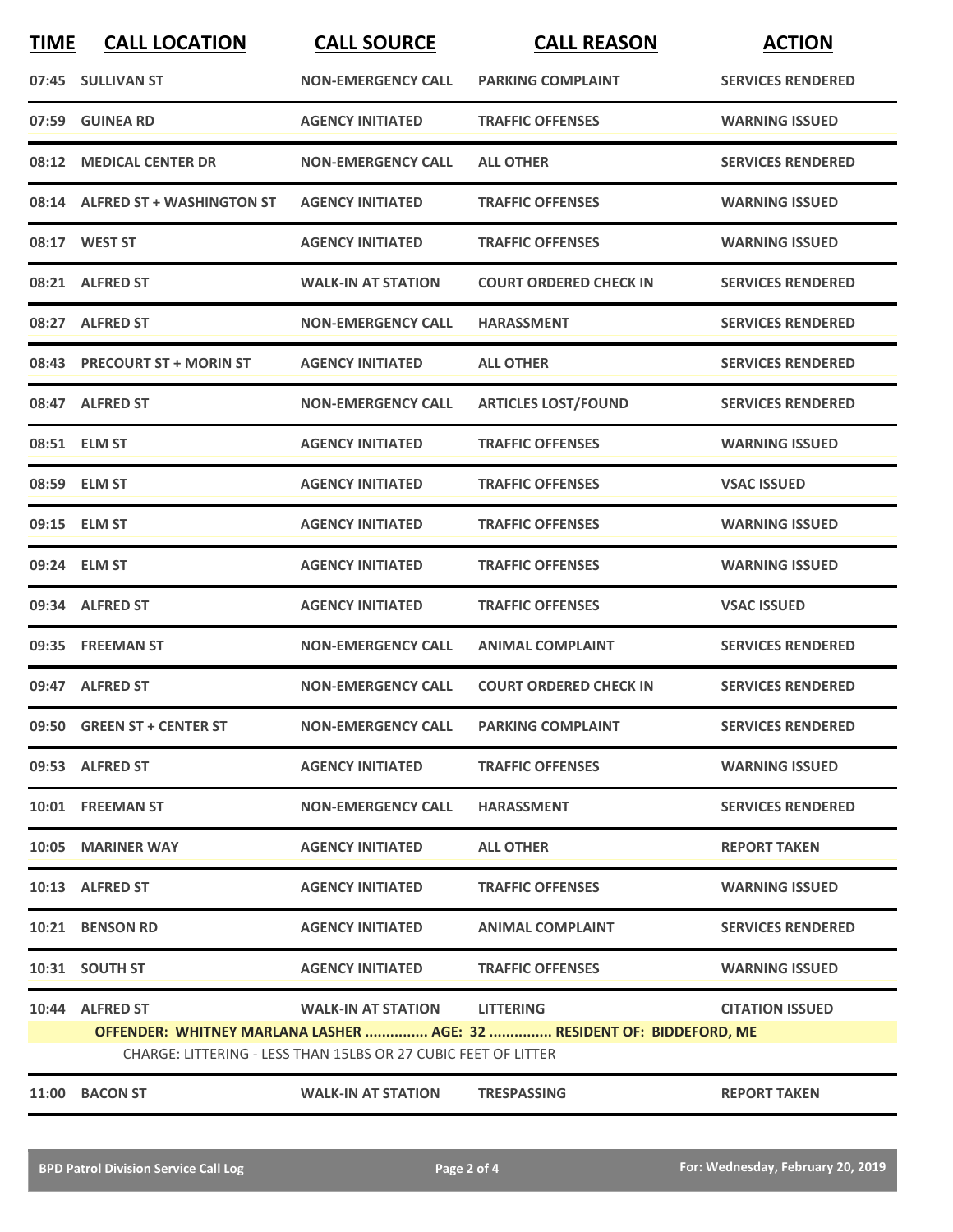| TIME | CALL LOCATION | CALL SOURCE | CALL REASON | ACTION |
|---|---|---|---|---|
| 07:45 | SULLIVAN ST | NON-EMERGENCY CALL | PARKING COMPLAINT | SERVICES RENDERED |
| 07:59 | GUINEA RD | AGENCY INITIATED | TRAFFIC OFFENSES | WARNING ISSUED |
| 08:12 | MEDICAL CENTER DR | NON-EMERGENCY CALL | ALL OTHER | SERVICES RENDERED |
| 08:14 | ALFRED ST + WASHINGTON ST | AGENCY INITIATED | TRAFFIC OFFENSES | WARNING ISSUED |
| 08:17 | WEST ST | AGENCY INITIATED | TRAFFIC OFFENSES | WARNING ISSUED |
| 08:21 | ALFRED ST | WALK-IN AT STATION | COURT ORDERED CHECK IN | SERVICES RENDERED |
| 08:27 | ALFRED ST | NON-EMERGENCY CALL | HARASSMENT | SERVICES RENDERED |
| 08:43 | PRECOURT ST + MORIN ST | AGENCY INITIATED | ALL OTHER | SERVICES RENDERED |
| 08:47 | ALFRED ST | NON-EMERGENCY CALL | ARTICLES LOST/FOUND | SERVICES RENDERED |
| 08:51 | ELM ST | AGENCY INITIATED | TRAFFIC OFFENSES | WARNING ISSUED |
| 08:59 | ELM ST | AGENCY INITIATED | TRAFFIC OFFENSES | VSAC ISSUED |
| 09:15 | ELM ST | AGENCY INITIATED | TRAFFIC OFFENSES | WARNING ISSUED |
| 09:24 | ELM ST | AGENCY INITIATED | TRAFFIC OFFENSES | WARNING ISSUED |
| 09:34 | ALFRED ST | AGENCY INITIATED | TRAFFIC OFFENSES | VSAC ISSUED |
| 09:35 | FREEMAN ST | NON-EMERGENCY CALL | ANIMAL COMPLAINT | SERVICES RENDERED |
| 09:47 | ALFRED ST | NON-EMERGENCY CALL | COURT ORDERED CHECK IN | SERVICES RENDERED |
| 09:50 | GREEN ST + CENTER ST | NON-EMERGENCY CALL | PARKING COMPLAINT | SERVICES RENDERED |
| 09:53 | ALFRED ST | AGENCY INITIATED | TRAFFIC OFFENSES | WARNING ISSUED |
| 10:01 | FREEMAN ST | NON-EMERGENCY CALL | HARASSMENT | SERVICES RENDERED |
| 10:05 | MARINER WAY | AGENCY INITIATED | ALL OTHER | REPORT TAKEN |
| 10:13 | ALFRED ST | AGENCY INITIATED | TRAFFIC OFFENSES | WARNING ISSUED |
| 10:21 | BENSON RD | AGENCY INITIATED | ANIMAL COMPLAINT | SERVICES RENDERED |
| 10:31 | SOUTH ST | AGENCY INITIATED | TRAFFIC OFFENSES | WARNING ISSUED |
| 10:44 | ALFRED ST | WALK-IN AT STATION | LITTERING | CITATION ISSUED |
| | OFFENDER: WHITNEY MARLANA LASHER ............... AGE: 32 ............... RESIDENT OF: BIDDEFORD, ME | | | |
| | CHARGE: LITTERING - LESS THAN 15LBS OR 27 CUBIC FEET OF LITTER | | | |
| 11:00 | BACON ST | WALK-IN AT STATION | TRESPASSING | REPORT TAKEN |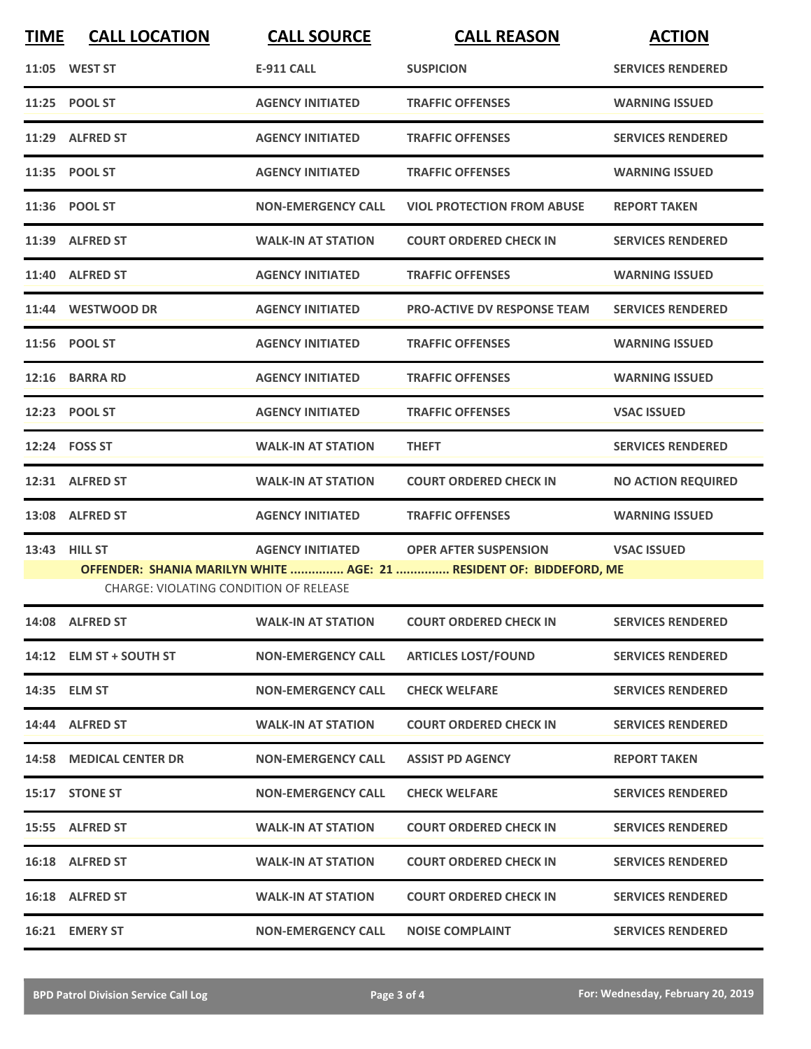| TIME | CALL LOCATION | CALL SOURCE | CALL REASON | ACTION |
|---|---|---|---|---|
| 11:05 | WEST ST | E-911 CALL | SUSPICION | SERVICES RENDERED |
| 11:25 | POOL ST | AGENCY INITIATED | TRAFFIC OFFENSES | WARNING ISSUED |
| 11:29 | ALFRED ST | AGENCY INITIATED | TRAFFIC OFFENSES | SERVICES RENDERED |
| 11:35 | POOL ST | AGENCY INITIATED | TRAFFIC OFFENSES | WARNING ISSUED |
| 11:36 | POOL ST | NON-EMERGENCY CALL | VIOL PROTECTION FROM ABUSE | REPORT TAKEN |
| 11:39 | ALFRED ST | WALK-IN AT STATION | COURT ORDERED CHECK IN | SERVICES RENDERED |
| 11:40 | ALFRED ST | AGENCY INITIATED | TRAFFIC OFFENSES | WARNING ISSUED |
| 11:44 | WESTWOOD DR | AGENCY INITIATED | PRO-ACTIVE DV RESPONSE TEAM | SERVICES RENDERED |
| 11:56 | POOL ST | AGENCY INITIATED | TRAFFIC OFFENSES | WARNING ISSUED |
| 12:16 | BARRA RD | AGENCY INITIATED | TRAFFIC OFFENSES | WARNING ISSUED |
| 12:23 | POOL ST | AGENCY INITIATED | TRAFFIC OFFENSES | VSAC ISSUED |
| 12:24 | FOSS ST | WALK-IN AT STATION | THEFT | SERVICES RENDERED |
| 12:31 | ALFRED ST | WALK-IN AT STATION | COURT ORDERED CHECK IN | NO ACTION REQUIRED |
| 13:08 | ALFRED ST | AGENCY INITIATED | TRAFFIC OFFENSES | WARNING ISSUED |
| 13:43 | HILL ST | AGENCY INITIATED | OPER AFTER SUSPENSION | VSAC ISSUED |
| | **OFFENDER: SHANIA MARILYN WHITE ............... AGE: 21 ............... RESIDENT OF: BIDDEFORD, ME** | | | |
| | CHARGE: VIOLATING CONDITION OF RELEASE | | | |
| 14:08 | ALFRED ST | WALK-IN AT STATION | COURT ORDERED CHECK IN | SERVICES RENDERED |
| 14:12 | ELM ST + SOUTH ST | NON-EMERGENCY CALL | ARTICLES LOST/FOUND | SERVICES RENDERED |
| 14:35 | ELM ST | NON-EMERGENCY CALL | CHECK WELFARE | SERVICES RENDERED |
| 14:44 | ALFRED ST | WALK-IN AT STATION | COURT ORDERED CHECK IN | SERVICES RENDERED |
| 14:58 | MEDICAL CENTER DR | NON-EMERGENCY CALL | ASSIST PD AGENCY | REPORT TAKEN |
| 15:17 | STONE ST | NON-EMERGENCY CALL | CHECK WELFARE | SERVICES RENDERED |
| 15:55 | ALFRED ST | WALK-IN AT STATION | COURT ORDERED CHECK IN | SERVICES RENDERED |
| 16:18 | ALFRED ST | WALK-IN AT STATION | COURT ORDERED CHECK IN | SERVICES RENDERED |
| 16:18 | ALFRED ST | WALK-IN AT STATION | COURT ORDERED CHECK IN | SERVICES RENDERED |
| 16:21 | EMERY ST | NON-EMERGENCY CALL | NOISE COMPLAINT | SERVICES RENDERED |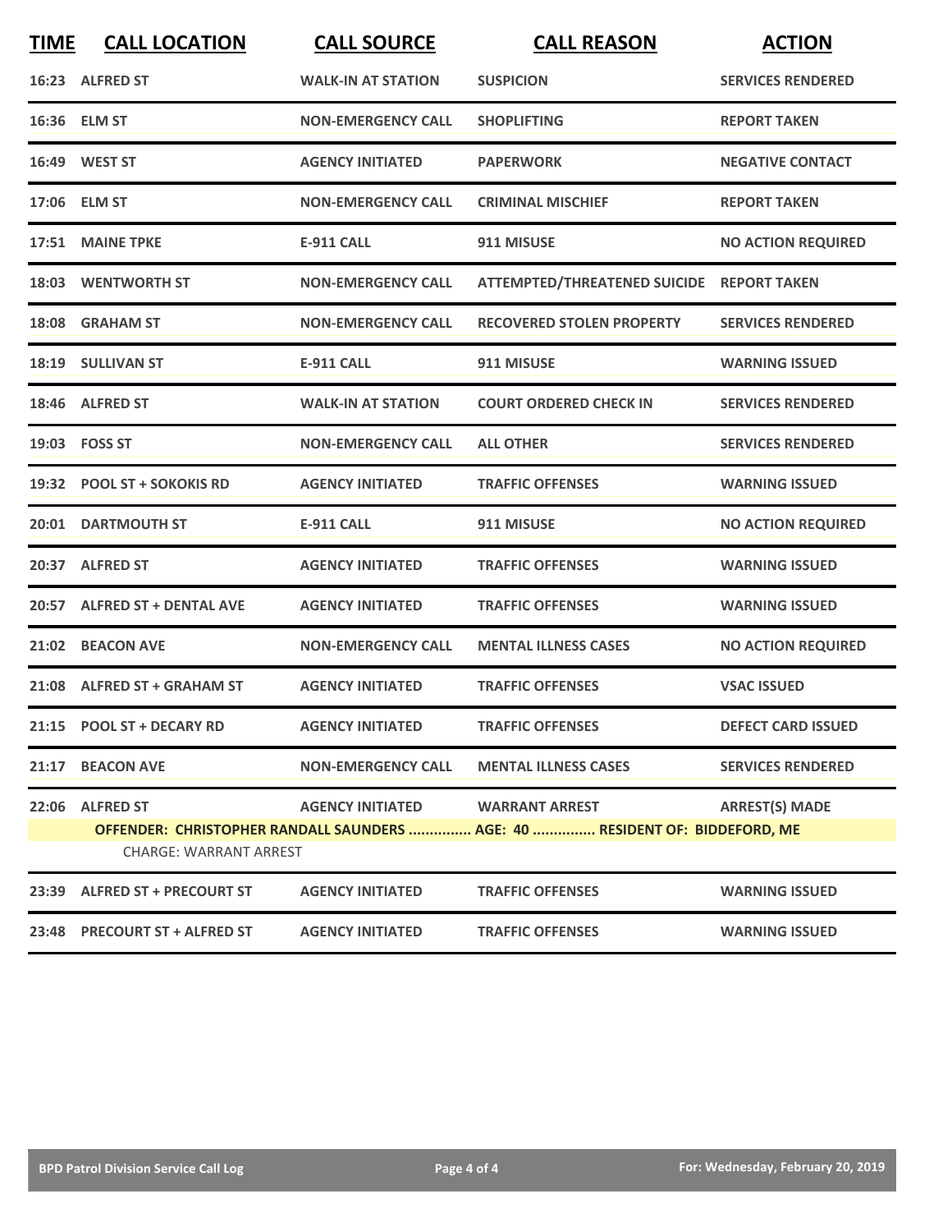| TIME | CALL LOCATION | CALL SOURCE | CALL REASON | ACTION |
|---|---|---|---|---|
| 16:23 | ALFRED ST | WALK-IN AT STATION | SUSPICION | SERVICES RENDERED |
| 16:36 | ELM ST | NON-EMERGENCY CALL | SHOPLIFTING | REPORT TAKEN |
| 16:49 | WEST ST | AGENCY INITIATED | PAPERWORK | NEGATIVE CONTACT |
| 17:06 | ELM ST | NON-EMERGENCY CALL | CRIMINAL MISCHIEF | REPORT TAKEN |
| 17:51 | MAINE TPKE | E-911 CALL | 911 MISUSE | NO ACTION REQUIRED |
| 18:03 | WENTWORTH ST | NON-EMERGENCY CALL | ATTEMPTED/THREATENED SUICIDE | REPORT TAKEN |
| 18:08 | GRAHAM ST | NON-EMERGENCY CALL | RECOVERED STOLEN PROPERTY | SERVICES RENDERED |
| 18:19 | SULLIVAN ST | E-911 CALL | 911 MISUSE | WARNING ISSUED |
| 18:46 | ALFRED ST | WALK-IN AT STATION | COURT ORDERED CHECK IN | SERVICES RENDERED |
| 19:03 | FOSS ST | NON-EMERGENCY CALL | ALL OTHER | SERVICES RENDERED |
| 19:32 | POOL ST + SOKOKIS RD | AGENCY INITIATED | TRAFFIC OFFENSES | WARNING ISSUED |
| 20:01 | DARTMOUTH ST | E-911 CALL | 911 MISUSE | NO ACTION REQUIRED |
| 20:37 | ALFRED ST | AGENCY INITIATED | TRAFFIC OFFENSES | WARNING ISSUED |
| 20:57 | ALFRED ST + DENTAL AVE | AGENCY INITIATED | TRAFFIC OFFENSES | WARNING ISSUED |
| 21:02 | BEACON AVE | NON-EMERGENCY CALL | MENTAL ILLNESS CASES | NO ACTION REQUIRED |
| 21:08 | ALFRED ST + GRAHAM ST | AGENCY INITIATED | TRAFFIC OFFENSES | VSAC ISSUED |
| 21:15 | POOL ST + DECARY RD | AGENCY INITIATED | TRAFFIC OFFENSES | DEFECT CARD ISSUED |
| 21:17 | BEACON AVE | NON-EMERGENCY CALL | MENTAL ILLNESS CASES | SERVICES RENDERED |
| 22:06 | ALFRED ST | AGENCY INITIATED | WARRANT ARREST | ARREST(S) MADE |
| | OFFENDER: CHRISTOPHER RANDALL SAUNDERS ............... AGE: 40 ............... RESIDENT OF: BIDDEFORD, ME | | | |
| | CHARGE: WARRANT ARREST | | | |
| 23:39 | ALFRED ST + PRECOURT ST | AGENCY INITIATED | TRAFFIC OFFENSES | WARNING ISSUED |
| 23:48 | PRECOURT ST + ALFRED ST | AGENCY INITIATED | TRAFFIC OFFENSES | WARNING ISSUED |